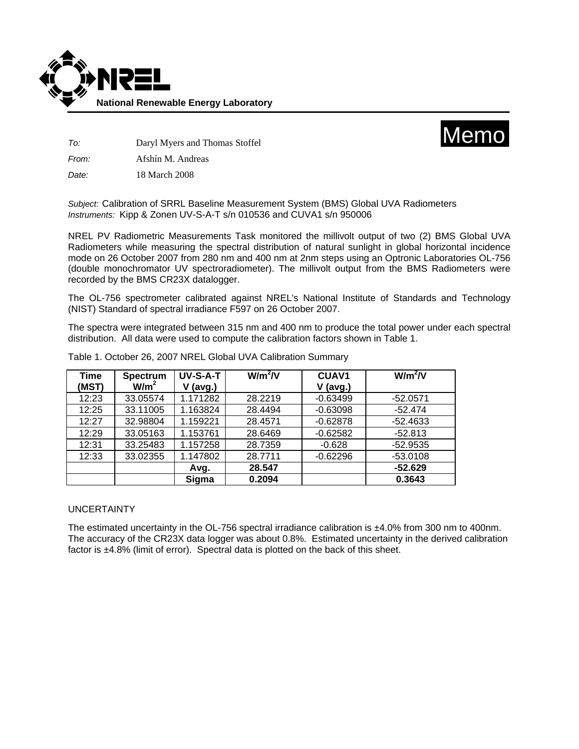**National Renewable Energy Laboratory**

# Memo

*To:* Daryl Myers and Thomas Stoffel

*From:* Afshín M. Andreas

*Date:* 18 March 2008

*Subject:* Calibration of SRRL Baseline Measurement System (BMS) Global UVA Radiometers
*Instruments:* Kipp & Zonen UV-S-A-T s/n 010536 and CUVA1 s/n 950006

NREL PV Radiometric Measurements Task monitored the millivolt output of two (2) BMS Global UVA Radiometers while measuring the spectral distribution of natural sunlight in global horizontal incidence mode on 26 October 2007 from 280 nm and 400 nm at 2nm steps using an Optronic Laboratories OL-756 (double monochromator UV spectroradiometer). The millivolt output from the BMS Radiometers were recorded by the BMS CR23X datalogger.

The OL-756 spectrometer calibrated against NREL's National Institute of Standards and Technology (NIST) Standard of spectral irradiance F597 on 26 October 2007.

The spectra were integrated between 315 nm and 400 nm to produce the total power under each spectral distribution. All data were used to compute the calibration factors shown in Table 1.

Table 1. October 26, 2007 NREL Global UVA Calibration Summary

| Time (MST) | Spectrum $W/m^2$ | UV-S-A-T V (avg.) | $W/m^2/V$ | CUAV1 V (avg.) | $W/m^2/V$ |
|---|---|---|---|---|---|
| 12:23 | 33.05574 | 1.171282 | 28.2219 | -0.63499 | -52.0571 |
| 12:25 | 33.11005 | 1.163824 | 28.4494 | -0.63098 | -52.474 |
| 12:27 | 32.98804 | 1.159221 | 28.4571 | -0.62878 | -52.4633 |
| 12:29 | 33.05163 | 1.153761 | 28.6469 | -0.62582 | -52.813 |
| 12:31 | 33.25483 | 1.157258 | 28.7359 | -0.628 | -52.9535 |
| 12:33 | 33.02355 | 1.147802 | 28.7711 | -0.62296 | -53.0108 |
| | | **Avg.** | **28.547** | | **-52.629** |
| | | **Sigma** | **0.2094** | | **0.3643** |

UNCERTAINTY

The estimated uncertainty in the OL-756 spectral irradiance calibration is ±4.0% from 300 nm to 400nm. The accuracy of the CR23X data logger was about 0.8%. Estimated uncertainty in the derived calibration factor is ±4.8% (limit of error). Spectral data is plotted on the back of this sheet.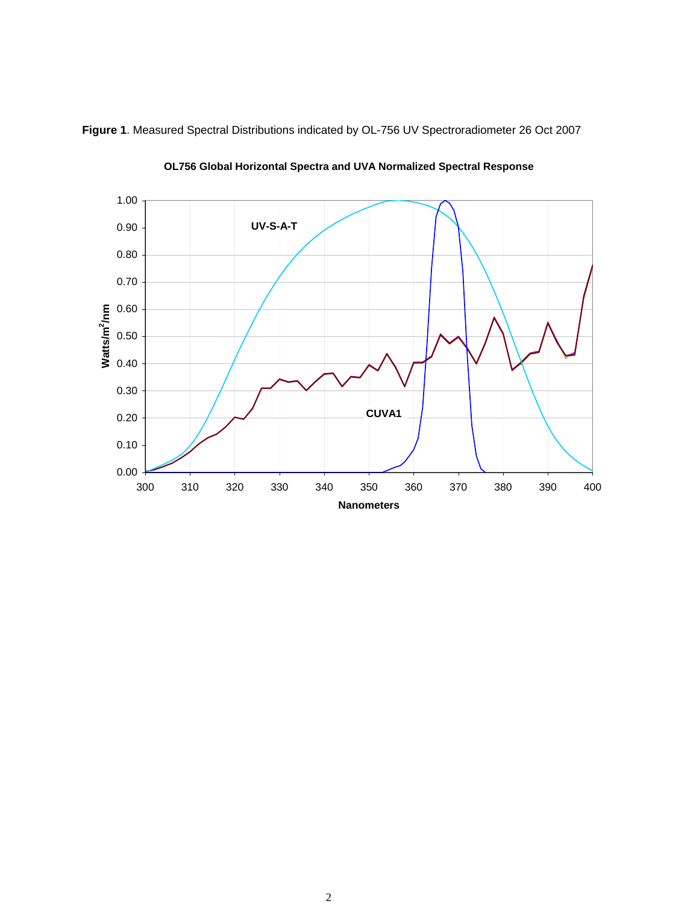**Figure 1**. Measured Spectral Distributions indicated by OL-756 UV Spectroradiometer 26 Oct 2007

OL756 Global Horizontal Spectra and UVA Normalized Spectral Response

UV-S-A-T

CUVA1

Watts/m$^2$/nm

1.00
0.90
0.80
0.70
0.60
0.50
0.40
0.30
0.20
0.10
0.00

300 310 320 330 340 350 360 370 380 390 400

Nanometers